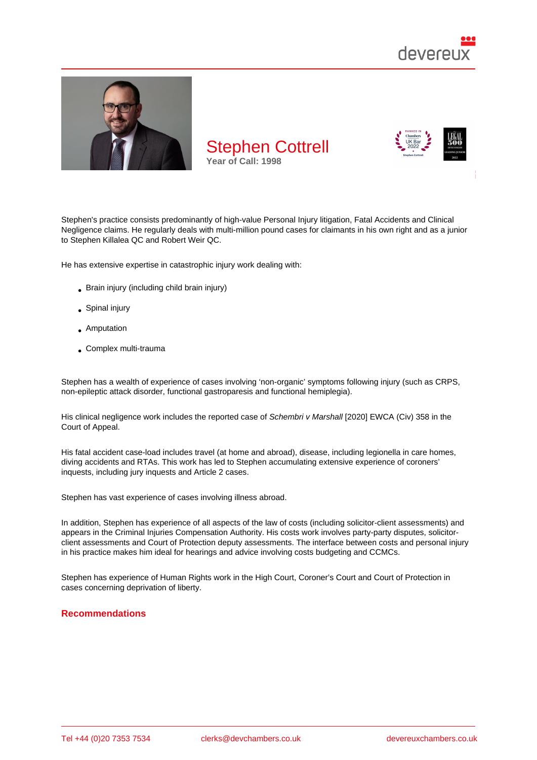# Stephen Cottrell

Year of Call: 1998

Stephen's practice consists predominantly of high-value Personal Injury litigation, Fatal Accidents and Clinical Negligence claims. He regularly deals with multi-million pound cases for claimants in his own right and as a junior to Stephen Killalea QC and Robert Weir QC.

He has extensive expertise in catastrophic injury work dealing with:

- Brain injury (including child brain injury)
- Spinal injury
- Amputation
- Complex multi-trauma

Stephen has a wealth of experience of cases involving 'non-organic' symptoms following injury (such as CRPS, non-epileptic attack disorder, functional gastroparesis and functional hemiplegia).

His clinical negligence work includes the reported case of *Schembri v Marshall* [2020] EWCA (Civ) 358 in the Court of Appeal.

His fatal accident case-load includes travel (at home and abroad), disease, including legionella in care homes, diving accidents and RTAs. This work has led to Stephen accumulating extensive experience of coroners' inquests, including jury inquests and Article 2 cases.

Stephen has vast experience of cases involving illness abroad.

In addition, Stephen has experience of all aspects of the law of costs (including solicitor-client assessments) and appears in the Criminal Injuries Compensation Authority. His costs work involves party-party disputes, solicitor-client assessments and Court of Protection deputy assessments. The interface between costs and personal injury in his practice makes him ideal for hearings and advice involving costs budgeting and CCMCs.

Stephen has experience of Human Rights work in the High Court, Coroner's Court and Court of Protection in cases concerning deprivation of liberty.

## Recommendations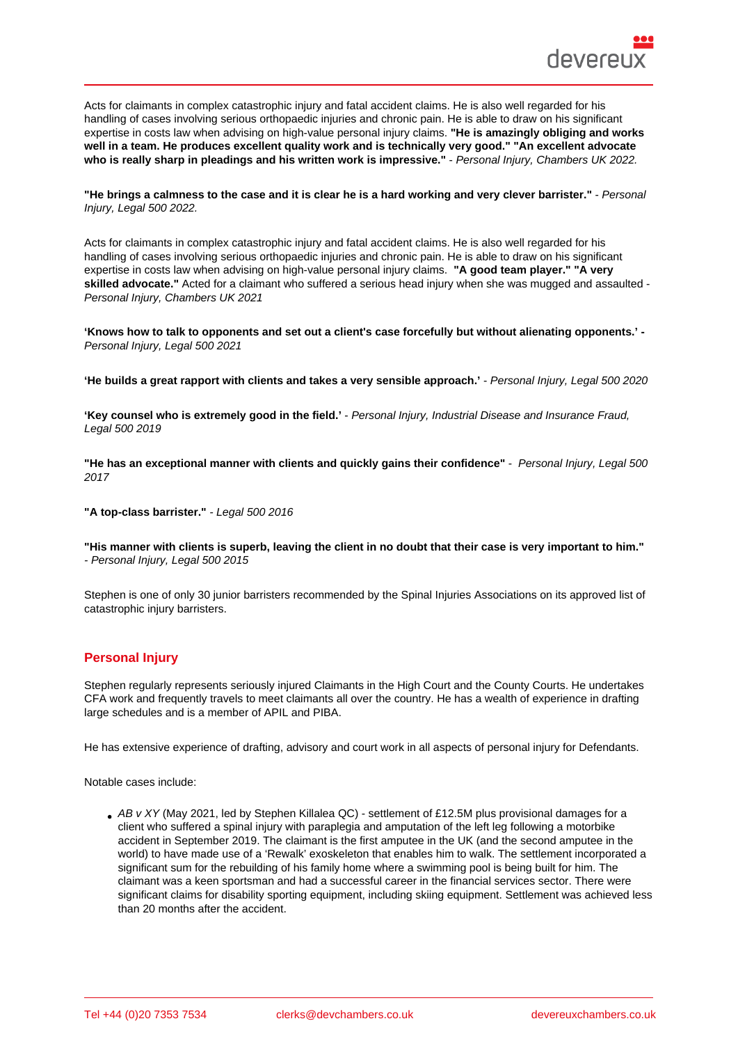Acts for claimants in complex catastrophic injury and fatal accident claims. He is also well regarded for his handling of cases involving serious orthopaedic injuries and chronic pain. He is able to draw on his significant expertise in costs law when advising on high-value personal injury claims. **"He is amazingly obliging and works well in a team. He produces excellent quality work and is technically very good." "An excellent advocate who is really sharp in pleadings and his written work is impressive."** - *Personal Injury, Chambers UK 2022.*

**"He brings a calmness to the case and it is clear he is a hard working and very clever barrister."** - *Personal Injury, Legal 500 2022.*

Acts for claimants in complex catastrophic injury and fatal accident claims. He is also well regarded for his handling of cases involving serious orthopaedic injuries and chronic pain. He is able to draw on his significant expertise in costs law when advising on high-value personal injury claims. **"A good team player." "A very skilled advocate."** Acted for a claimant who suffered a serious head injury when she was mugged and assaulted - *Personal Injury, Chambers UK 2021*

**'Knows how to talk to opponents and set out a client's case forcefully but without alienating opponents.' -** *Personal Injury, Legal 500 2021*

**'He builds a great rapport with clients and takes a very sensible approach.'** - *Personal Injury, Legal 500 2020*

**'Key counsel who is extremely good in the field.'** - *Personal Injury, Industrial Disease and Insurance Fraud, Legal 500 2019*

**"He has an exceptional manner with clients and quickly gains their confidence"** - *Personal Injury, Legal 500 2017*

**"A top-class barrister."** - *Legal 500 2016*

**"His manner with clients is superb, leaving the client in no doubt that their case is very important to him."** - *Personal Injury, Legal 500 2015*

Stephen is one of only 30 junior barristers recommended by the Spinal Injuries Associations on its approved list of catastrophic injury barristers.

## Personal Injury

Stephen regularly represents seriously injured Claimants in the High Court and the County Courts. He undertakes CFA work and frequently travels to meet claimants all over the country. He has a wealth of experience in drafting large schedules and is a member of APIL and PIBA.

He has extensive experience of drafting, advisory and court work in all aspects of personal injury for Defendants.

Notable cases include:

- *AB v XY* (May 2021, led by Stephen Killalea QC) - settlement of £12.5M plus provisional damages for a client who suffered a spinal injury with paraplegia and amputation of the left leg following a motorbike accident in September 2019. The claimant is the first amputee in the UK (and the second amputee in the world) to have made use of a 'Rewalk' exoskeleton that enables him to walk. The settlement incorporated a significant sum for the rebuilding of his family home where a swimming pool is being built for him. The claimant was a keen sportsman and had a successful career in the financial services sector. There were significant claims for disability sporting equipment, including skiing equipment. Settlement was achieved less than 20 months after the accident.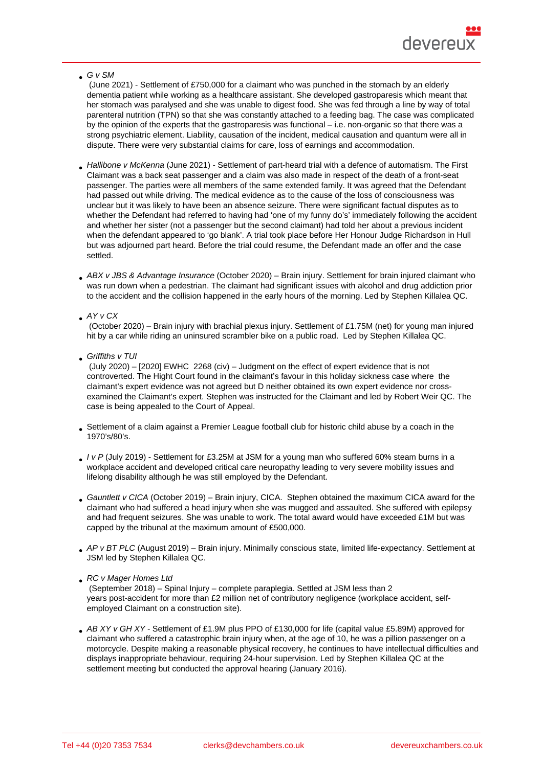- *G v SM* (June 2021) - Settlement of £750,000 for a claimant who was punched in the stomach by an elderly dementia patient while working as a healthcare assistant. She developed gastroparesis which meant that her stomach was paralysed and she was unable to digest food. She was fed through a line by way of total parenteral nutrition (TPN) so that she was constantly attached to a feeding bag. The case was complicated by the opinion of the experts that the gastroparesis was functional – i.e. non-organic so that there was a strong psychiatric element. Liability, causation of the incident, medical causation and quantum were all in dispute. There were very substantial claims for care, loss of earnings and accommodation.

- *Hallibone v McKenna* (June 2021) - Settlement of part-heard trial with a defence of automatism. The First Claimant was a back seat passenger and a claim was also made in respect of the death of a front-seat passenger. The parties were all members of the same extended family. It was agreed that the Defendant had passed out while driving. The medical evidence as to the cause of the loss of consciousness was unclear but it was likely to have been an absence seizure. There were significant factual disputes as to whether the Defendant had referred to having had 'one of my funny do's' immediately following the accident and whether her sister (not a passenger but the second claimant) had told her about a previous incident when the defendant appeared to 'go blank'. A trial took place before Her Honour Judge Richardson in Hull but was adjourned part heard. Before the trial could resume, the Defendant made an offer and the case settled.

- *ABX v JBS & Advantage Insurance* (October 2020) – Brain injury. Settlement for brain injured claimant who was run down when a pedestrian. The claimant had significant issues with alcohol and drug addiction prior to the accident and the collision happened in the early hours of the morning. Led by Stephen Killalea QC.

- *AY v CX* (October 2020) – Brain injury with brachial plexus injury. Settlement of £1.75M (net) for young man injured hit by a car while riding an uninsured scrambler bike on a public road. Led by Stephen Killalea QC.

- *Griffiths v TUI* (July 2020) – [2020] EWHC 2268 (civ) – Judgment on the effect of expert evidence that is not controverted. The Hight Court found in the claimant's favour in this holiday sickness case where the claimant's expert evidence was not agreed but D neither obtained its own expert evidence nor cross-examined the Claimant's expert. Stephen was instructed for the Claimant and led by Robert Weir QC. The case is being appealed to the Court of Appeal.

- Settlement of a claim against a Premier League football club for historic child abuse by a coach in the 1970's/80's.

- *I v P* (July 2019) - Settlement for £3.25M at JSM for a young man who suffered 60% steam burns in a workplace accident and developed critical care neuropathy leading to very severe mobility issues and lifelong disability although he was still employed by the Defendant.

- *Gauntlett v CICA* (October 2019) – Brain injury, CICA. Stephen obtained the maximum CICA award for the claimant who had suffered a head injury when she was mugged and assaulted. She suffered with epilepsy and had frequent seizures. She was unable to work. The total award would have exceeded £1M but was capped by the tribunal at the maximum amount of £500,000.

- *AP v BT PLC* (August 2019) – Brain injury. Minimally conscious state, limited life-expectancy. Settlement at JSM led by Stephen Killalea QC.

- *RC v Mager Homes Ltd* (September 2018) – Spinal Injury – complete paraplegia. Settled at JSM less than 2 years post-accident for more than £2 million net of contributory negligence (workplace accident, self-employed Claimant on a construction site).

- *AB XY v GH XY* - Settlement of £1.9M plus PPO of £130,000 for life (capital value £5.89M) approved for claimant who suffered a catastrophic brain injury when, at the age of 10, he was a pillion passenger on a motorcycle. Despite making a reasonable physical recovery, he continues to have intellectual difficulties and displays inappropriate behaviour, requiring 24-hour supervision. Led by Stephen Killalea QC at the settlement meeting but conducted the approval hearing (January 2016).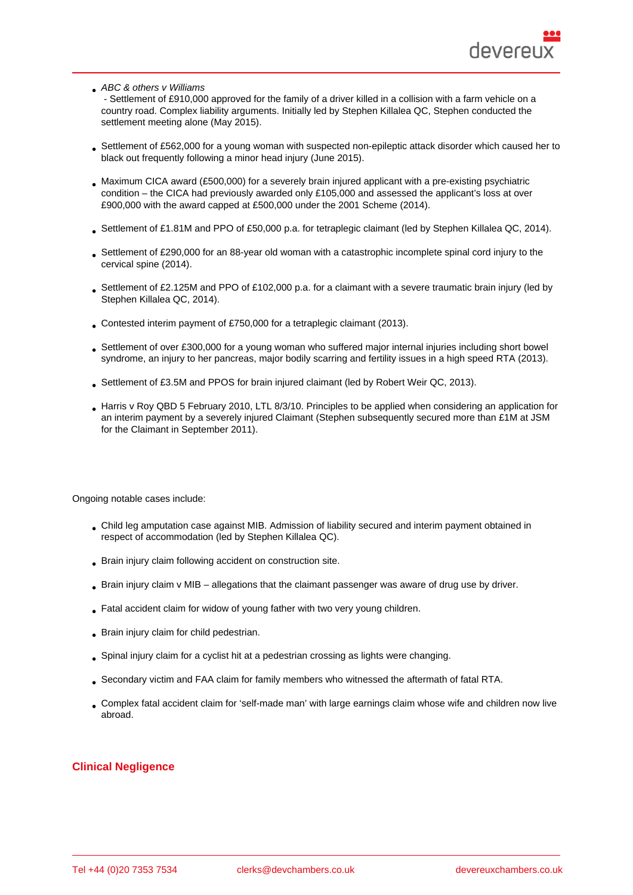- *ABC & others v Williams*
 - Settlement of £910,000 approved for the family of a driver killed in a collision with a farm vehicle on a country road. Complex liability arguments. Initially led by Stephen Killalea QC, Stephen conducted the settlement meeting alone (May 2015).

- Settlement of £562,000 for a young woman with suspected non-epileptic attack disorder which caused her to black out frequently following a minor head injury (June 2015).

- Maximum CICA award (£500,000) for a severely brain injured applicant with a pre-existing psychiatric condition – the CICA had previously awarded only £105,000 and assessed the applicant's loss at over £900,000 with the award capped at £500,000 under the 2001 Scheme (2014).

- Settlement of £1.81M and PPO of £50,000 p.a. for tetraplegic claimant (led by Stephen Killalea QC, 2014).

- Settlement of £290,000 for an 88-year old woman with a catastrophic incomplete spinal cord injury to the cervical spine (2014).

- Settlement of £2.125M and PPO of £102,000 p.a. for a claimant with a severe traumatic brain injury (led by Stephen Killalea QC, 2014).

- Contested interim payment of £750,000 for a tetraplegic claimant (2013).

- Settlement of over £300,000 for a young woman who suffered major internal injuries including short bowel syndrome, an injury to her pancreas, major bodily scarring and fertility issues in a high speed RTA (2013).

- Settlement of £3.5M and PPOS for brain injured claimant (led by Robert Weir QC, 2013).

- Harris v Roy QBD 5 February 2010, LTL 8/3/10. Principles to be applied when considering an application for an interim payment by a severely injured Claimant (Stephen subsequently secured more than £1M at JSM for the Claimant in September 2011).

Ongoing notable cases include:

- Child leg amputation case against MIB. Admission of liability secured and interim payment obtained in respect of accommodation (led by Stephen Killalea QC).

- Brain injury claim following accident on construction site.

- Brain injury claim v MIB – allegations that the claimant passenger was aware of drug use by driver.

- Fatal accident claim for widow of young father with two very young children.

- Brain injury claim for child pedestrian.

- Spinal injury claim for a cyclist hit at a pedestrian crossing as lights were changing.

- Secondary victim and FAA claim for family members who witnessed the aftermath of fatal RTA.

- Complex fatal accident claim for 'self-made man' with large earnings claim whose wife and children now live abroad.

## Clinical Negligence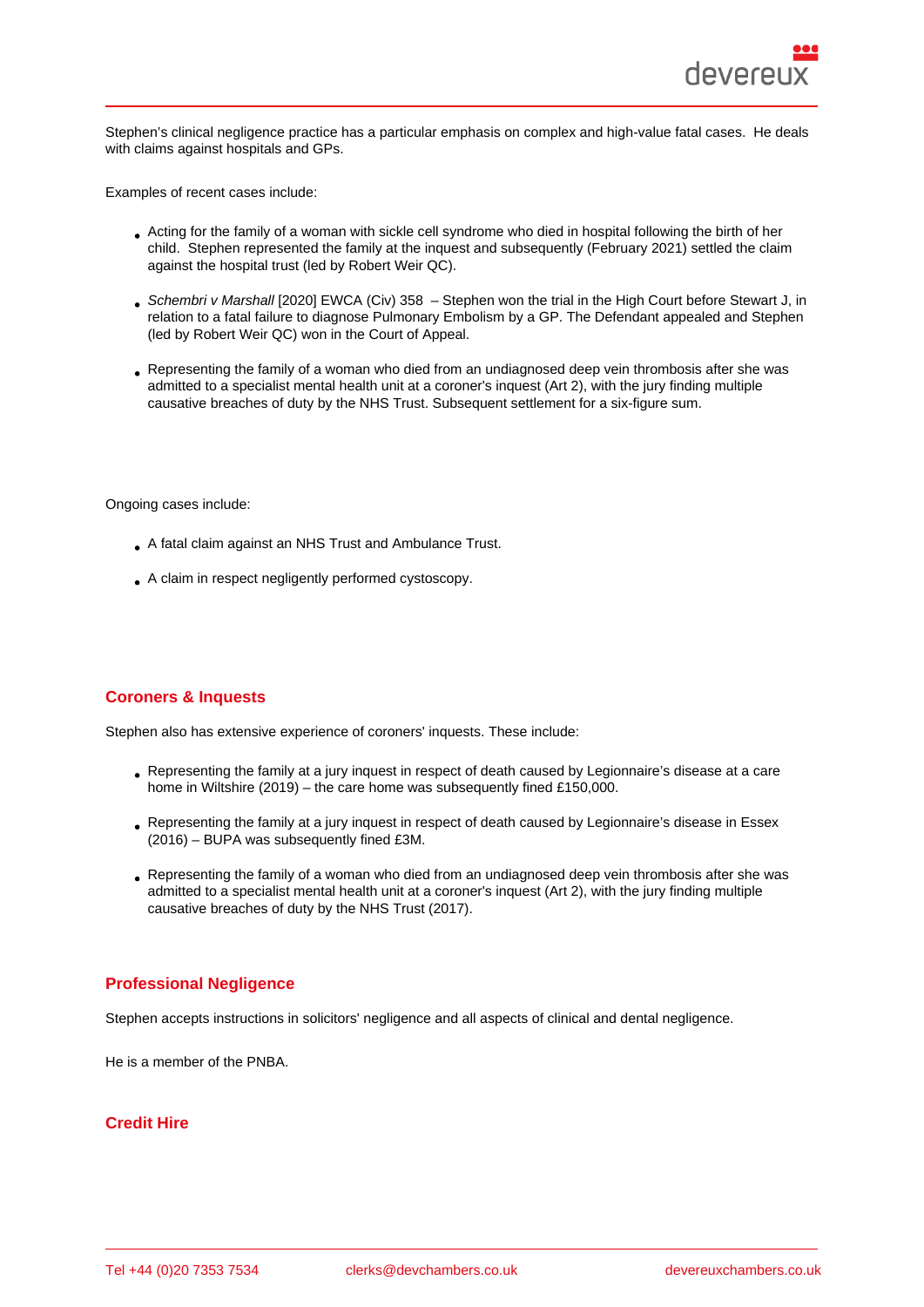Stephen's clinical negligence practice has a particular emphasis on complex and high-value fatal cases. He deals with claims against hospitals and GPs.

Examples of recent cases include:

- Acting for the family of a woman with sickle cell syndrome who died in hospital following the birth of her child. Stephen represented the family at the inquest and subsequently (February 2021) settled the claim against the hospital trust (led by Robert Weir QC).
- *Schembri v Marshall* [2020] EWCA (Civ) 358 – Stephen won the trial in the High Court before Stewart J, in relation to a fatal failure to diagnose Pulmonary Embolism by a GP. The Defendant appealed and Stephen (led by Robert Weir QC) won in the Court of Appeal.
- Representing the family of a woman who died from an undiagnosed deep vein thrombosis after she was admitted to a specialist mental health unit at a coroner's inquest (Art 2), with the jury finding multiple causative breaches of duty by the NHS Trust. Subsequent settlement for a six-figure sum.

Ongoing cases include:

- A fatal claim against an NHS Trust and Ambulance Trust.
- A claim in respect negligently performed cystoscopy.

## Coroners & Inquests

Stephen also has extensive experience of coroners' inquests. These include:

- Representing the family at a jury inquest in respect of death caused by Legionnaire's disease at a care home in Wiltshire (2019) – the care home was subsequently fined £150,000.
- Representing the family at a jury inquest in respect of death caused by Legionnaire's disease in Essex (2016) – BUPA was subsequently fined £3M.
- Representing the family of a woman who died from an undiagnosed deep vein thrombosis after she was admitted to a specialist mental health unit at a coroner's inquest (Art 2), with the jury finding multiple causative breaches of duty by the NHS Trust (2017).

## Professional Negligence

Stephen accepts instructions in solicitors' negligence and all aspects of clinical and dental negligence.

He is a member of the PNBA.

## Credit Hire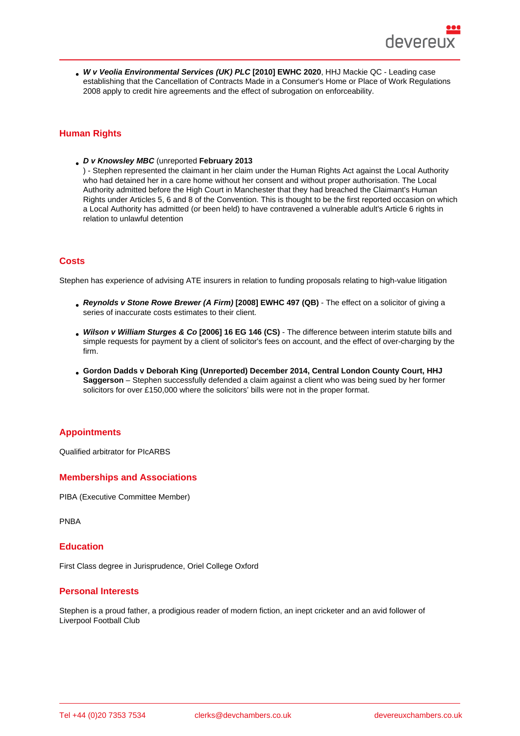- ***W v Veolia Environmental Services (UK) PLC* [2010] EWHC 2020**, HHJ Mackie QC - Leading case establishing that the Cancellation of Contracts Made in a Consumer's Home or Place of Work Regulations 2008 apply to credit hire agreements and the effect of subrogation on enforceability.

## Human Rights

- ***D v Knowsley MBC*** (unreported **February 2013**
) - Stephen represented the claimant in her claim under the Human Rights Act against the Local Authority who had detained her in a care home without her consent and without proper authorisation. The Local Authority admitted before the High Court in Manchester that they had breached the Claimant's Human Rights under Articles 5, 6 and 8 of the Convention. This is thought to be the first reported occasion on which a Local Authority has admitted (or been held) to have contravened a vulnerable adult's Article 6 rights in relation to unlawful detention

## Costs

Stephen has experience of advising ATE insurers in relation to funding proposals relating to high-value litigation

- ***Reynolds v Stone Rowe Brewer (A Firm)* [2008] EWHC 497 (QB)** - The effect on a solicitor of giving a series of inaccurate costs estimates to their client.
- ***Wilson v William Sturges & Co* [2006] 16 EG 146 (CS)** - The difference between interim statute bills and simple requests for payment by a client of solicitor's fees on account, and the effect of over-charging by the firm.
- **Gordon Dadds v Deborah King (Unreported) December 2014, Central London County Court, HHJ Saggerson** – Stephen successfully defended a claim against a client who was being sued by her former solicitors for over £150,000 where the solicitors' bills were not in the proper format.

## Appointments

Qualified arbitrator for PIcARBS

## Memberships and Associations

PIBA (Executive Committee Member)

PNBA

## Education

First Class degree in Jurisprudence, Oriel College Oxford

## Personal Interests

Stephen is a proud father, a prodigious reader of modern fiction, an inept cricketer and an avid follower of Liverpool Football Club